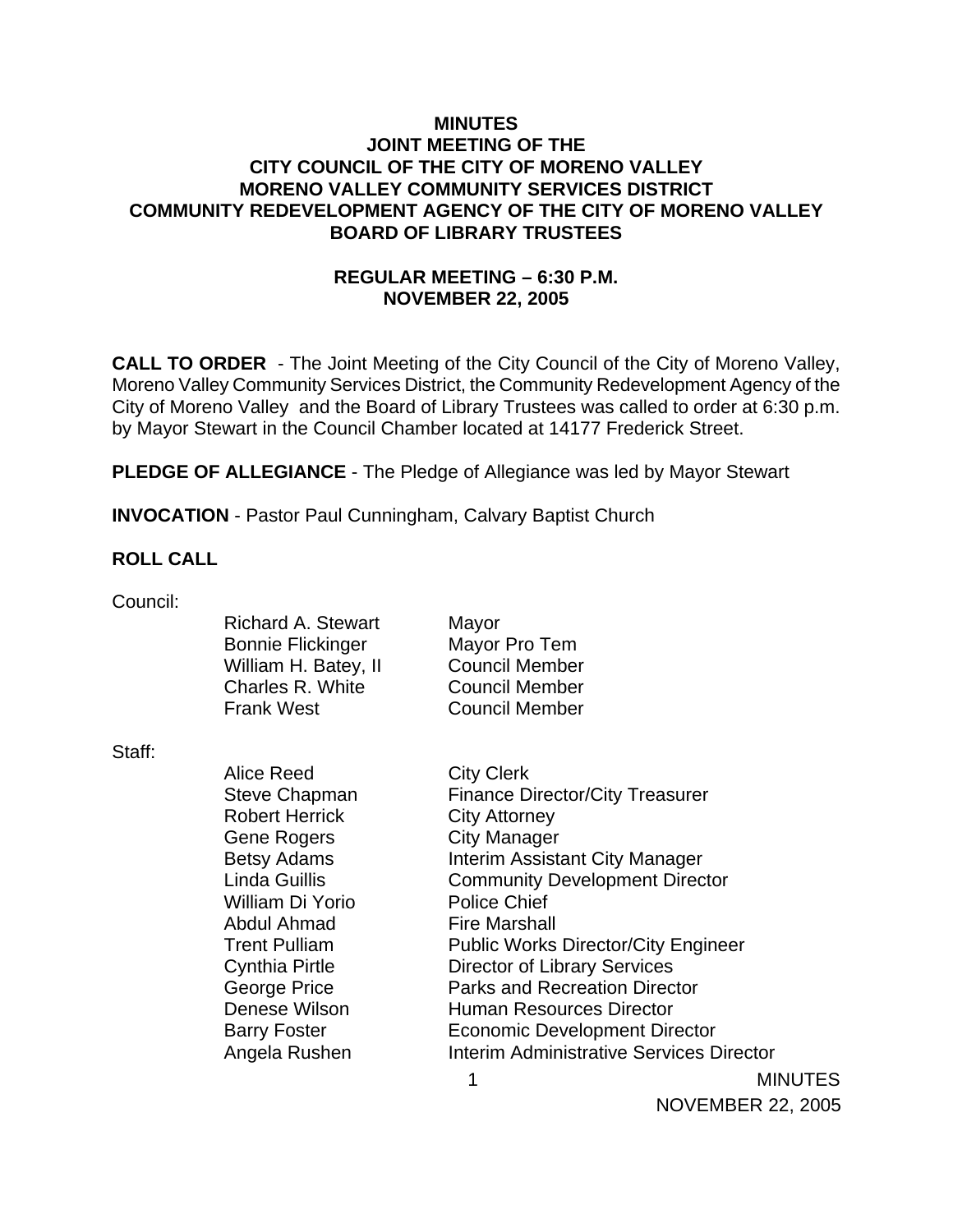# MINUTES
## JOINT MEETING OF THE CITY COUNCIL OF THE CITY OF MORENO VALLEY MORENO VALLEY COMMUNITY SERVICES DISTRICT COMMUNITY REDEVELOPMENT AGENCY OF THE CITY OF MORENO VALLEY BOARD OF LIBRARY TRUSTEES

### REGULAR MEETING – 6:30 P.M.
### NOVEMBER 22, 2005

**CALL TO ORDER** - The Joint Meeting of the City Council of the City of Moreno Valley, Moreno Valley Community Services District, the Community Redevelopment Agency of the City of Moreno Valley and the Board of Library Trustees was called to order at 6:30 p.m. by Mayor Stewart in the Council Chamber located at 14177 Frederick Street.

**PLEDGE OF ALLEGIANCE** - The Pledge of Allegiance was led by Mayor Stewart

**INVOCATION** - Pastor Paul Cunningham, Calvary Baptist Church

**ROLL CALL**

Council:

| | |
|---|---|
| Richard A. Stewart | Mayor |
| Bonnie Flickinger | Mayor Pro Tem |
| William H. Batey, II | Council Member |
| Charles R. White | Council Member |
| Frank West | Council Member |

Staff:

| | |
|---|---|
| Alice Reed | City Clerk |
| Steve Chapman | Finance Director/City Treasurer |
| Robert Herrick | City Attorney |
| Gene Rogers | City Manager |
| Betsy Adams | Interim Assistant City Manager |
| Linda Guillis | Community Development Director |
| William Di Yorio | Police Chief |
| Abdul Ahmad | Fire Marshall |
| Trent Pulliam | Public Works Director/City Engineer |
| Cynthia Pirtle | Director of Library Services |
| George Price | Parks and Recreation Director |
| Denese Wilson | Human Resources Director |
| Barry Foster | Economic Development Director |
| Angela Rushen | Interim Administrative Services Director |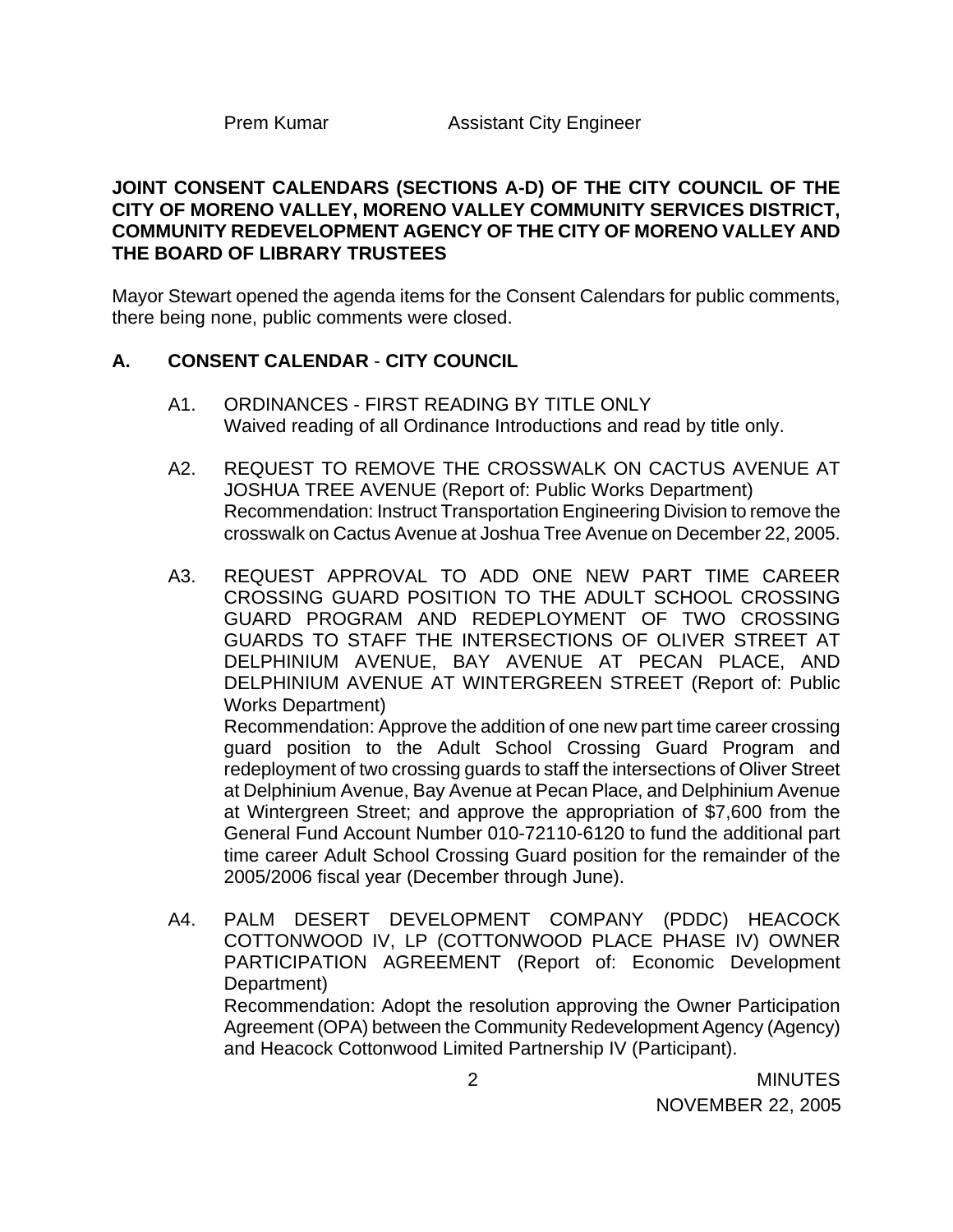Prem Kumar Assistant City Engineer

**JOINT CONSENT CALENDARS (SECTIONS A-D) OF THE CITY COUNCIL OF THE CITY OF MORENO VALLEY, MORENO VALLEY COMMUNITY SERVICES DISTRICT, COMMUNITY REDEVELOPMENT AGENCY OF THE CITY OF MORENO VALLEY AND THE BOARD OF LIBRARY TRUSTEES**

Mayor Stewart opened the agenda items for the Consent Calendars for public comments, there being none, public comments were closed.

## A. CONSENT CALENDAR - CITY COUNCIL

A1. ORDINANCES - FIRST READING BY TITLE ONLY
Waived reading of all Ordinance Introductions and read by title only.

A2. REQUEST TO REMOVE THE CROSSWALK ON CACTUS AVENUE AT JOSHUA TREE AVENUE (Report of: Public Works Department)
Recommendation: Instruct Transportation Engineering Division to remove the crosswalk on Cactus Avenue at Joshua Tree Avenue on December 22, 2005.

A3. REQUEST APPROVAL TO ADD ONE NEW PART TIME CAREER CROSSING GUARD POSITION TO THE ADULT SCHOOL CROSSING GUARD PROGRAM AND REDEPLOYMENT OF TWO CROSSING GUARDS TO STAFF THE INTERSECTIONS OF OLIVER STREET AT DELPHINIUM AVENUE, BAY AVENUE AT PECAN PLACE, AND DELPHINIUM AVENUE AT WINTERGREEN STREET (Report of: Public Works Department)
Recommendation: Approve the addition of one new part time career crossing guard position to the Adult School Crossing Guard Program and redeployment of two crossing guards to staff the intersections of Oliver Street at Delphinium Avenue, Bay Avenue at Pecan Place, and Delphinium Avenue at Wintergreen Street; and approve the appropriation of $7,600 from the General Fund Account Number 010-72110-6120 to fund the additional part time career Adult School Crossing Guard position for the remainder of the 2005/2006 fiscal year (December through June).

A4. PALM DESERT DEVELOPMENT COMPANY (PDDC) HEACOCK COTTONWOOD IV, LP (COTTONWOOD PLACE PHASE IV) OWNER PARTICIPATION AGREEMENT (Report of: Economic Development Department)
Recommendation: Adopt the resolution approving the Owner Participation Agreement (OPA) between the Community Redevelopment Agency (Agency) and Heacock Cottonwood Limited Partnership IV (Participant).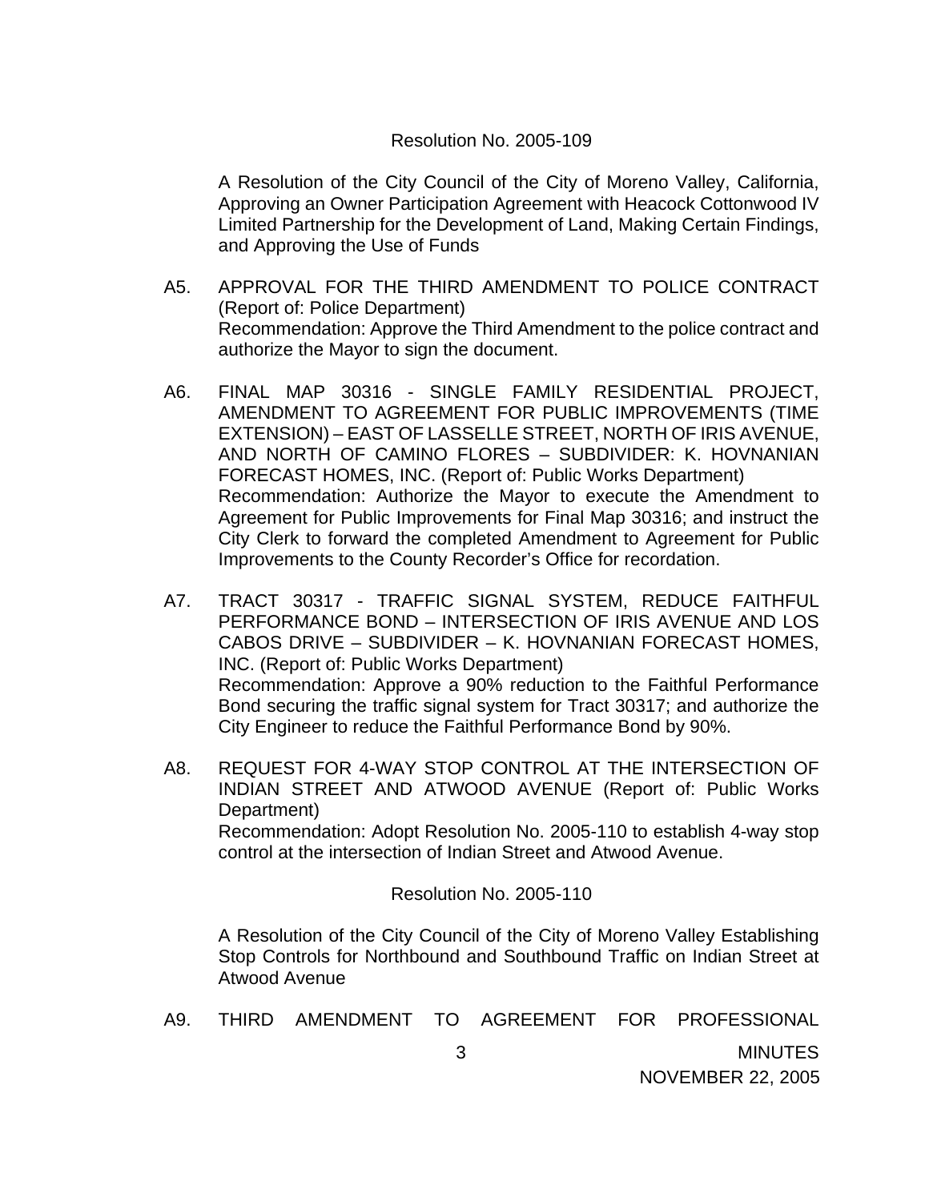Resolution No. 2005-109

A Resolution of the City Council of the City of Moreno Valley, California, Approving an Owner Participation Agreement with Heacock Cottonwood IV Limited Partnership for the Development of Land, Making Certain Findings, and Approving the Use of Funds

A5. APPROVAL FOR THE THIRD AMENDMENT TO POLICE CONTRACT (Report of: Police Department)
Recommendation: Approve the Third Amendment to the police contract and authorize the Mayor to sign the document.

A6. FINAL MAP 30316 - SINGLE FAMILY RESIDENTIAL PROJECT, AMENDMENT TO AGREEMENT FOR PUBLIC IMPROVEMENTS (TIME EXTENSION) – EAST OF LASSELLE STREET, NORTH OF IRIS AVENUE, AND NORTH OF CAMINO FLORES – SUBDIVIDER: K. HOVNANIAN FORECAST HOMES, INC. (Report of: Public Works Department)
Recommendation: Authorize the Mayor to execute the Amendment to Agreement for Public Improvements for Final Map 30316; and instruct the City Clerk to forward the completed Amendment to Agreement for Public Improvements to the County Recorder's Office for recordation.

A7. TRACT 30317 - TRAFFIC SIGNAL SYSTEM, REDUCE FAITHFUL PERFORMANCE BOND – INTERSECTION OF IRIS AVENUE AND LOS CABOS DRIVE – SUBDIVIDER – K. HOVNANIAN FORECAST HOMES, INC. (Report of: Public Works Department)
Recommendation: Approve a 90% reduction to the Faithful Performance Bond securing the traffic signal system for Tract 30317; and authorize the City Engineer to reduce the Faithful Performance Bond by 90%.

A8. REQUEST FOR 4-WAY STOP CONTROL AT THE INTERSECTION OF INDIAN STREET AND ATWOOD AVENUE (Report of: Public Works Department)
Recommendation: Adopt Resolution No. 2005-110 to establish 4-way stop control at the intersection of Indian Street and Atwood Avenue.

Resolution No. 2005-110

A Resolution of the City Council of the City of Moreno Valley Establishing Stop Controls for Northbound and Southbound Traffic on Indian Street at Atwood Avenue

A9. THIRD AMENDMENT TO AGREEMENT FOR PROFESSIONAL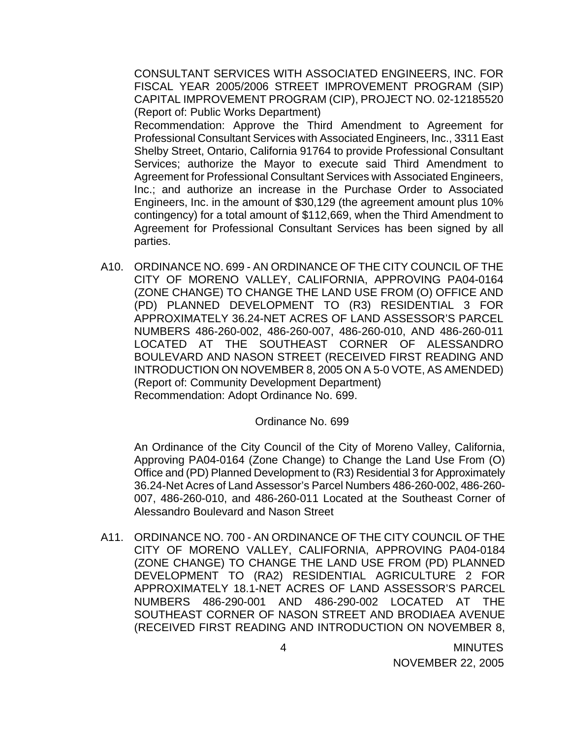CONSULTANT SERVICES WITH ASSOCIATED ENGINEERS, INC. FOR FISCAL YEAR 2005/2006 STREET IMPROVEMENT PROGRAM (SIP) CAPITAL IMPROVEMENT PROGRAM (CIP), PROJECT NO. 02-12185520 (Report of: Public Works Department)

Recommendation: Approve the Third Amendment to Agreement for Professional Consultant Services with Associated Engineers, Inc., 3311 East Shelby Street, Ontario, California 91764 to provide Professional Consultant Services; authorize the Mayor to execute said Third Amendment to Agreement for Professional Consultant Services with Associated Engineers, Inc.; and authorize an increase in the Purchase Order to Associated Engineers, Inc. in the amount of $30,129 (the agreement amount plus 10% contingency) for a total amount of $112,669, when the Third Amendment to Agreement for Professional Consultant Services has been signed by all parties.

A10. ORDINANCE NO. 699 - AN ORDINANCE OF THE CITY COUNCIL OF THE CITY OF MORENO VALLEY, CALIFORNIA, APPROVING PA04-0164 (ZONE CHANGE) TO CHANGE THE LAND USE FROM (O) OFFICE AND (PD) PLANNED DEVELOPMENT TO (R3) RESIDENTIAL 3 FOR APPROXIMATELY 36.24-NET ACRES OF LAND ASSESSOR'S PARCEL NUMBERS 486-260-002, 486-260-007, 486-260-010, AND 486-260-011 LOCATED AT THE SOUTHEAST CORNER OF ALESSANDRO BOULEVARD AND NASON STREET (RECEIVED FIRST READING AND INTRODUCTION ON NOVEMBER 8, 2005 ON A 5-0 VOTE, AS AMENDED) (Report of: Community Development Department)

Recommendation: Adopt Ordinance No. 699.

Ordinance No. 699

An Ordinance of the City Council of the City of Moreno Valley, California, Approving PA04-0164 (Zone Change) to Change the Land Use From (O) Office and (PD) Planned Development to (R3) Residential 3 for Approximately 36.24-Net Acres of Land Assessor's Parcel Numbers 486-260-002, 486-260-007, 486-260-010, and 486-260-011 Located at the Southeast Corner of Alessandro Boulevard and Nason Street

A11. ORDINANCE NO. 700 - AN ORDINANCE OF THE CITY COUNCIL OF THE CITY OF MORENO VALLEY, CALIFORNIA, APPROVING PA04-0184 (ZONE CHANGE) TO CHANGE THE LAND USE FROM (PD) PLANNED DEVELOPMENT TO (RA2) RESIDENTIAL AGRICULTURE 2 FOR APPROXIMATELY 18.1-NET ACRES OF LAND ASSESSOR'S PARCEL NUMBERS 486-290-001 AND 486-290-002 LOCATED AT THE SOUTHEAST CORNER OF NASON STREET AND BRODIAEA AVENUE (RECEIVED FIRST READING AND INTRODUCTION ON NOVEMBER 8,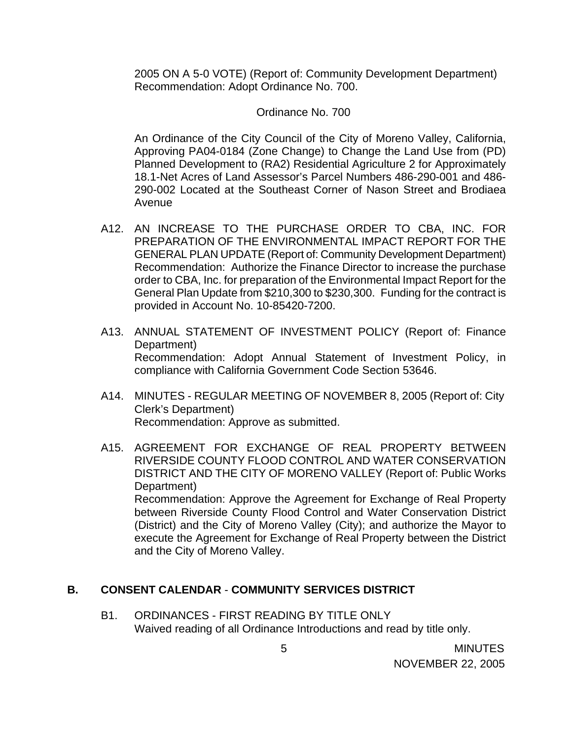2005 ON A 5-0 VOTE) (Report of: Community Development Department)
Recommendation: Adopt Ordinance No. 700.

Ordinance No. 700

An Ordinance of the City Council of the City of Moreno Valley, California, Approving PA04-0184 (Zone Change) to Change the Land Use from (PD) Planned Development to (RA2) Residential Agriculture 2 for Approximately 18.1-Net Acres of Land Assessor's Parcel Numbers 486-290-001 and 486-290-002 Located at the Southeast Corner of Nason Street and Brodiaea Avenue

A12. AN INCREASE TO THE PURCHASE ORDER TO CBA, INC. FOR PREPARATION OF THE ENVIRONMENTAL IMPACT REPORT FOR THE GENERAL PLAN UPDATE (Report of: Community Development Department)
Recommendation: Authorize the Finance Director to increase the purchase order to CBA, Inc. for preparation of the Environmental Impact Report for the General Plan Update from $210,300 to $230,300. Funding for the contract is provided in Account No. 10-85420-7200.

A13. ANNUAL STATEMENT OF INVESTMENT POLICY (Report of: Finance Department)
Recommendation: Adopt Annual Statement of Investment Policy, in compliance with California Government Code Section 53646.

A14. MINUTES - REGULAR MEETING OF NOVEMBER 8, 2005 (Report of: City Clerk's Department)
Recommendation: Approve as submitted.

A15. AGREEMENT FOR EXCHANGE OF REAL PROPERTY BETWEEN RIVERSIDE COUNTY FLOOD CONTROL AND WATER CONSERVATION DISTRICT AND THE CITY OF MORENO VALLEY (Report of: Public Works Department)
Recommendation: Approve the Agreement for Exchange of Real Property between Riverside County Flood Control and Water Conservation District (District) and the City of Moreno Valley (City); and authorize the Mayor to execute the Agreement for Exchange of Real Property between the District and the City of Moreno Valley.

## B. CONSENT CALENDAR - COMMUNITY SERVICES DISTRICT

B1. ORDINANCES - FIRST READING BY TITLE ONLY
Waived reading of all Ordinance Introductions and read by title only.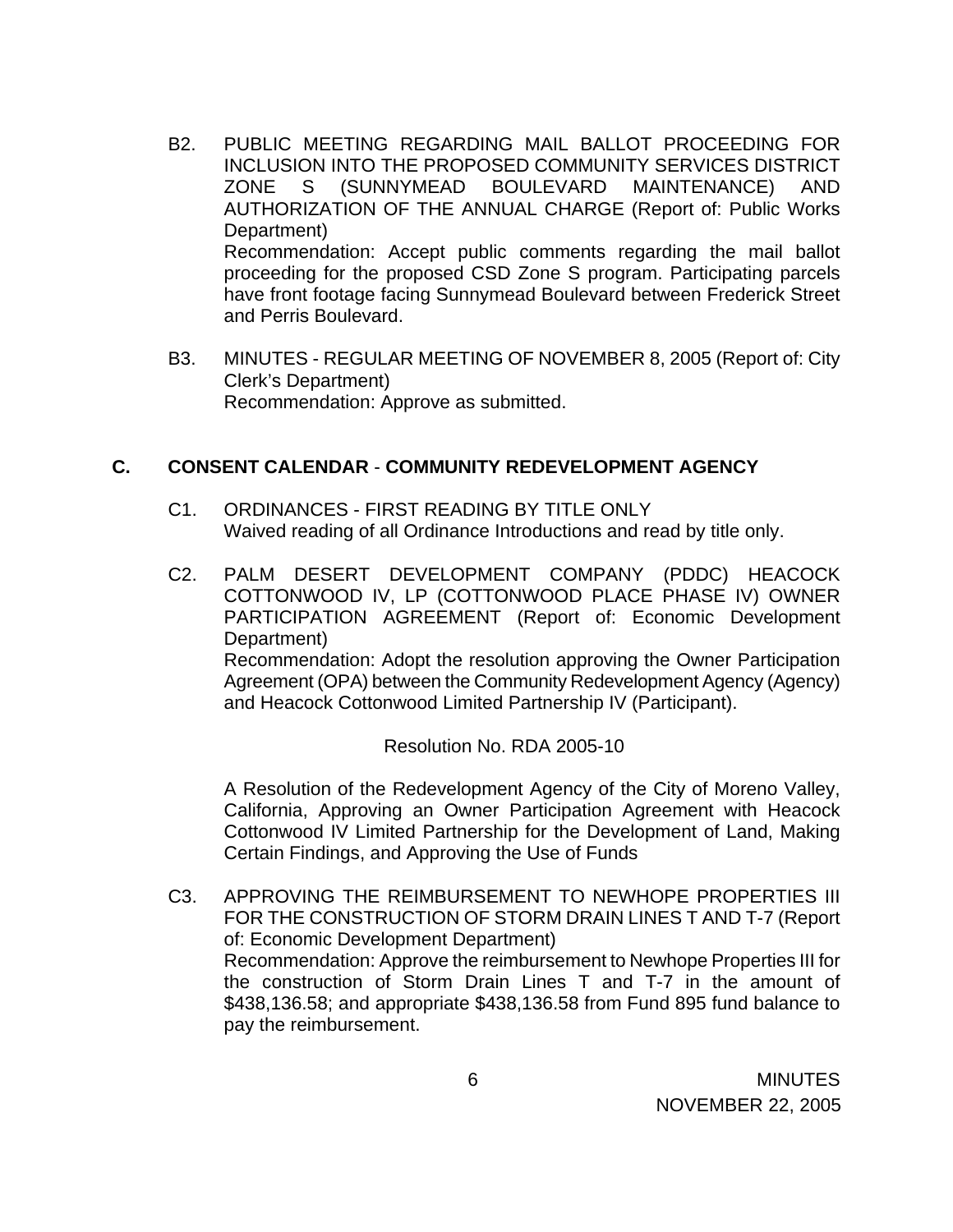B2. PUBLIC MEETING REGARDING MAIL BALLOT PROCEEDING FOR INCLUSION INTO THE PROPOSED COMMUNITY SERVICES DISTRICT ZONE S (SUNNYMEAD BOULEVARD MAINTENANCE) AND AUTHORIZATION OF THE ANNUAL CHARGE (Report of: Public Works Department)
Recommendation: Accept public comments regarding the mail ballot proceeding for the proposed CSD Zone S program. Participating parcels have front footage facing Sunnymead Boulevard between Frederick Street and Perris Boulevard.

B3. MINUTES - REGULAR MEETING OF NOVEMBER 8, 2005 (Report of: City Clerk's Department)
Recommendation: Approve as submitted.

## C. CONSENT CALENDAR - COMMUNITY REDEVELOPMENT AGENCY

C1. ORDINANCES - FIRST READING BY TITLE ONLY
Waived reading of all Ordinance Introductions and read by title only.

C2. PALM DESERT DEVELOPMENT COMPANY (PDDC) HEACOCK COTTONWOOD IV, LP (COTTONWOOD PLACE PHASE IV) OWNER PARTICIPATION AGREEMENT (Report of: Economic Development Department)
Recommendation: Adopt the resolution approving the Owner Participation Agreement (OPA) between the Community Redevelopment Agency (Agency) and Heacock Cottonwood Limited Partnership IV (Participant).

Resolution No. RDA 2005-10

A Resolution of the Redevelopment Agency of the City of Moreno Valley, California, Approving an Owner Participation Agreement with Heacock Cottonwood IV Limited Partnership for the Development of Land, Making Certain Findings, and Approving the Use of Funds

C3. APPROVING THE REIMBURSEMENT TO NEWHOPE PROPERTIES III FOR THE CONSTRUCTION OF STORM DRAIN LINES T AND T-7 (Report of: Economic Development Department)
Recommendation: Approve the reimbursement to Newhope Properties III for the construction of Storm Drain Lines T and T-7 in the amount of $438,136.58; and appropriate $438,136.58 from Fund 895 fund balance to pay the reimbursement.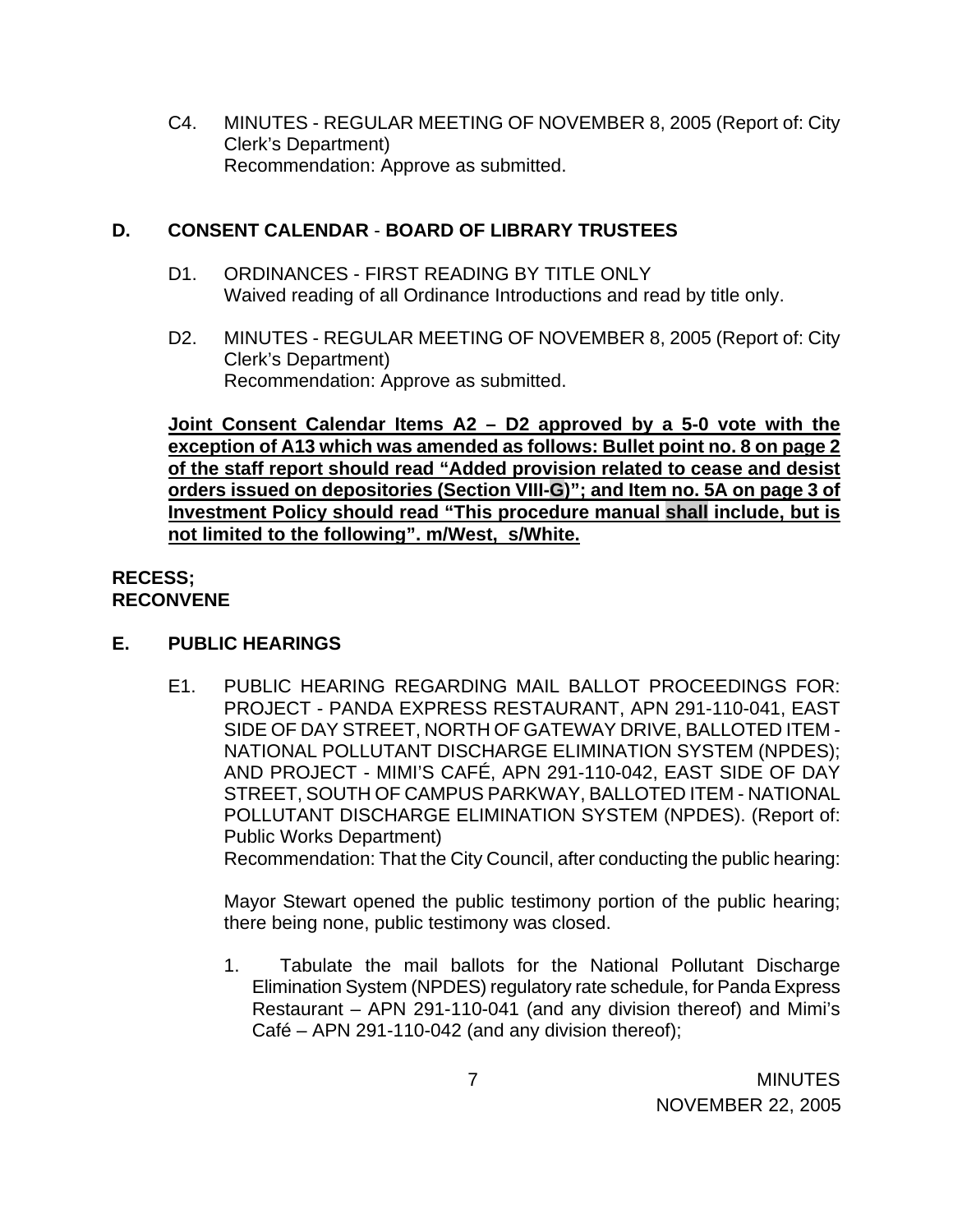C4. MINUTES - REGULAR MEETING OF NOVEMBER 8, 2005 (Report of: City Clerk's Department)
Recommendation: Approve as submitted.

## D. CONSENT CALENDAR - BOARD OF LIBRARY TRUSTEES

D1. ORDINANCES - FIRST READING BY TITLE ONLY
Waived reading of all Ordinance Introductions and read by title only.

D2. MINUTES - REGULAR MEETING OF NOVEMBER 8, 2005 (Report of: City Clerk's Department)
Recommendation: Approve as submitted.

**Joint Consent Calendar Items A2 – D2 approved by a 5-0 vote with the exception of A13 which was amended as follows: Bullet point no. 8 on page 2 of the staff report should read "Added provision related to cease and desist orders issued on depositories (Section VIII-G)"; and Item no. 5A on page 3 of Investment Policy should read "This procedure manual shall include, but is not limited to the following". m/West, s/White.**

**RECESS;**
**RECONVENE**

## E. PUBLIC HEARINGS

E1. PUBLIC HEARING REGARDING MAIL BALLOT PROCEEDINGS FOR: PROJECT - PANDA EXPRESS RESTAURANT, APN 291-110-041, EAST SIDE OF DAY STREET, NORTH OF GATEWAY DRIVE, BALLOTED ITEM - NATIONAL POLLUTANT DISCHARGE ELIMINATION SYSTEM (NPDES); AND PROJECT - MIMI'S CAFÉ, APN 291-110-042, EAST SIDE OF DAY STREET, SOUTH OF CAMPUS PARKWAY, BALLOTED ITEM - NATIONAL POLLUTANT DISCHARGE ELIMINATION SYSTEM (NPDES). (Report of: Public Works Department)
Recommendation: That the City Council, after conducting the public hearing:

Mayor Stewart opened the public testimony portion of the public hearing; there being none, public testimony was closed.

1. Tabulate the mail ballots for the National Pollutant Discharge Elimination System (NPDES) regulatory rate schedule, for Panda Express Restaurant – APN 291-110-041 (and any division thereof) and Mimi's Café – APN 291-110-042 (and any division thereof);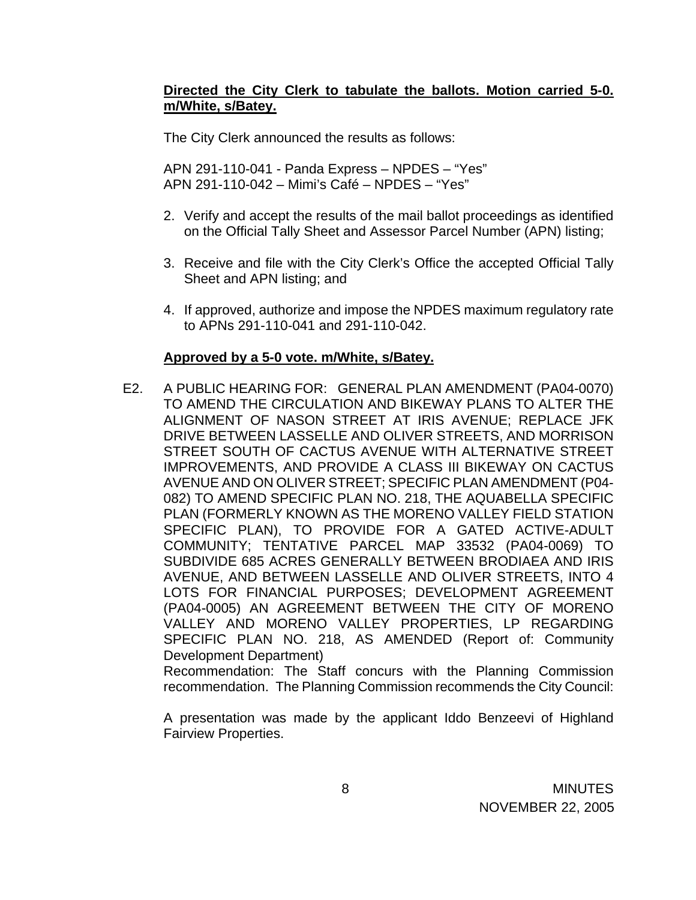**Directed the City Clerk to tabulate the ballots. Motion carried 5-0. m/White, s/Batey.**

The City Clerk announced the results as follows:

APN 291-110-041 - Panda Express – NPDES – "Yes"
APN 291-110-042 – Mimi's Café – NPDES – "Yes"

2. Verify and accept the results of the mail ballot proceedings as identified on the Official Tally Sheet and Assessor Parcel Number (APN) listing;

3. Receive and file with the City Clerk's Office the accepted Official Tally Sheet and APN listing; and

4. If approved, authorize and impose the NPDES maximum regulatory rate to APNs 291-110-041 and 291-110-042.

**Approved by a 5-0 vote. m/White, s/Batey.**

E2. A PUBLIC HEARING FOR: GENERAL PLAN AMENDMENT (PA04-0070) TO AMEND THE CIRCULATION AND BIKEWAY PLANS TO ALTER THE ALIGNMENT OF NASON STREET AT IRIS AVENUE; REPLACE JFK DRIVE BETWEEN LASSELLE AND OLIVER STREETS, AND MORRISON STREET SOUTH OF CACTUS AVENUE WITH ALTERNATIVE STREET IMPROVEMENTS, AND PROVIDE A CLASS III BIKEWAY ON CACTUS AVENUE AND ON OLIVER STREET; SPECIFIC PLAN AMENDMENT (P04-082) TO AMEND SPECIFIC PLAN NO. 218, THE AQUABELLA SPECIFIC PLAN (FORMERLY KNOWN AS THE MORENO VALLEY FIELD STATION SPECIFIC PLAN), TO PROVIDE FOR A GATED ACTIVE-ADULT COMMUNITY; TENTATIVE PARCEL MAP 33532 (PA04-0069) TO SUBDIVIDE 685 ACRES GENERALLY BETWEEN BRODIAEA AND IRIS AVENUE, AND BETWEEN LASSELLE AND OLIVER STREETS, INTO 4 LOTS FOR FINANCIAL PURPOSES; DEVELOPMENT AGREEMENT (PA04-0005) AN AGREEMENT BETWEEN THE CITY OF MORENO VALLEY AND MORENO VALLEY PROPERTIES, LP REGARDING SPECIFIC PLAN NO. 218, AS AMENDED (Report of: Community Development Department)
Recommendation: The Staff concurs with the Planning Commission recommendation. The Planning Commission recommends the City Council:

A presentation was made by the applicant Iddo Benzeevi of Highland Fairview Properties.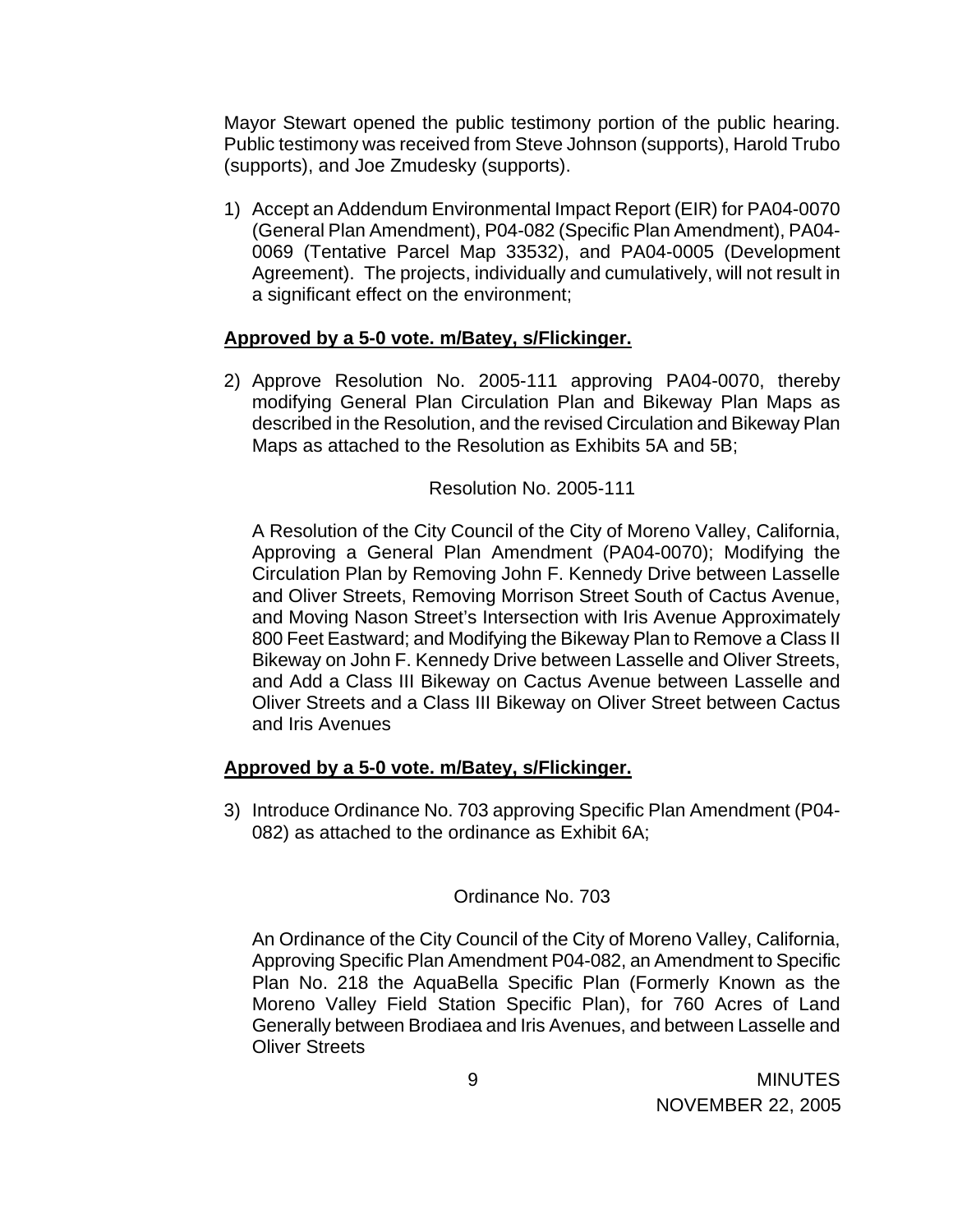Mayor Stewart opened the public testimony portion of the public hearing. Public testimony was received from Steve Johnson (supports), Harold Trubo (supports), and Joe Zmudesky (supports).

1) Accept an Addendum Environmental Impact Report (EIR) for PA04-0070 (General Plan Amendment), P04-082 (Specific Plan Amendment), PA04-0069 (Tentative Parcel Map 33532), and PA04-0005 (Development Agreement). The projects, individually and cumulatively, will not result in a significant effect on the environment;

**Approved by a 5-0 vote. m/Batey, s/Flickinger.**

2) Approve Resolution No. 2005-111 approving PA04-0070, thereby modifying General Plan Circulation Plan and Bikeway Plan Maps as described in the Resolution, and the revised Circulation and Bikeway Plan Maps as attached to the Resolution as Exhibits 5A and 5B;

   Resolution No. 2005-111

   A Resolution of the City Council of the City of Moreno Valley, California, Approving a General Plan Amendment (PA04-0070); Modifying the Circulation Plan by Removing John F. Kennedy Drive between Lasselle and Oliver Streets, Removing Morrison Street South of Cactus Avenue, and Moving Nason Street's Intersection with Iris Avenue Approximately 800 Feet Eastward; and Modifying the Bikeway Plan to Remove a Class II Bikeway on John F. Kennedy Drive between Lasselle and Oliver Streets, and Add a Class III Bikeway on Cactus Avenue between Lasselle and Oliver Streets and a Class III Bikeway on Oliver Street between Cactus and Iris Avenues

**Approved by a 5-0 vote. m/Batey, s/Flickinger.**

3) Introduce Ordinance No. 703 approving Specific Plan Amendment (P04-082) as attached to the ordinance as Exhibit 6A;

   Ordinance No. 703

   An Ordinance of the City Council of the City of Moreno Valley, California, Approving Specific Plan Amendment P04-082, an Amendment to Specific Plan No. 218 the AquaBella Specific Plan (Formerly Known as the Moreno Valley Field Station Specific Plan), for 760 Acres of Land Generally between Brodiaea and Iris Avenues, and between Lasselle and Oliver Streets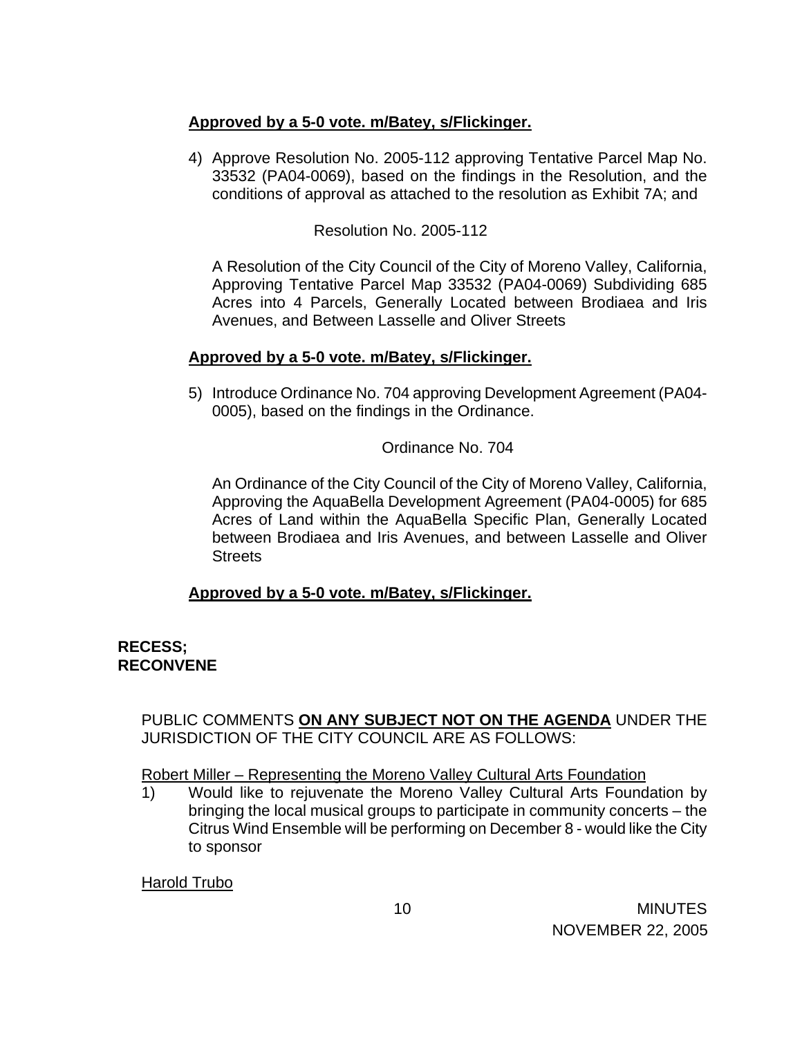**Approved by a 5-0 vote. m/Batey, s/Flickinger.**

4) Approve Resolution No. 2005-112 approving Tentative Parcel Map No. 33532 (PA04-0069), based on the findings in the Resolution, and the conditions of approval as attached to the resolution as Exhibit 7A; and

Resolution No. 2005-112

A Resolution of the City Council of the City of Moreno Valley, California, Approving Tentative Parcel Map 33532 (PA04-0069) Subdividing 685 Acres into 4 Parcels, Generally Located between Brodiaea and Iris Avenues, and Between Lasselle and Oliver Streets

**Approved by a 5-0 vote. m/Batey, s/Flickinger.**

5) Introduce Ordinance No. 704 approving Development Agreement (PA04-0005), based on the findings in the Ordinance.

Ordinance No. 704

An Ordinance of the City Council of the City of Moreno Valley, California, Approving the AquaBella Development Agreement (PA04-0005) for 685 Acres of Land within the AquaBella Specific Plan, Generally Located between Brodiaea and Iris Avenues, and between Lasselle and Oliver Streets

**Approved by a 5-0 vote. m/Batey, s/Flickinger.**

**RECESS;**
**RECONVENE**

PUBLIC COMMENTS **ON ANY SUBJECT NOT ON THE AGENDA** UNDER THE JURISDICTION OF THE CITY COUNCIL ARE AS FOLLOWS:

Robert Miller – Representing the Moreno Valley Cultural Arts Foundation

1) Would like to rejuvenate the Moreno Valley Cultural Arts Foundation by bringing the local musical groups to participate in community concerts – the Citrus Wind Ensemble will be performing on December 8 - would like the City to sponsor

Harold Trubo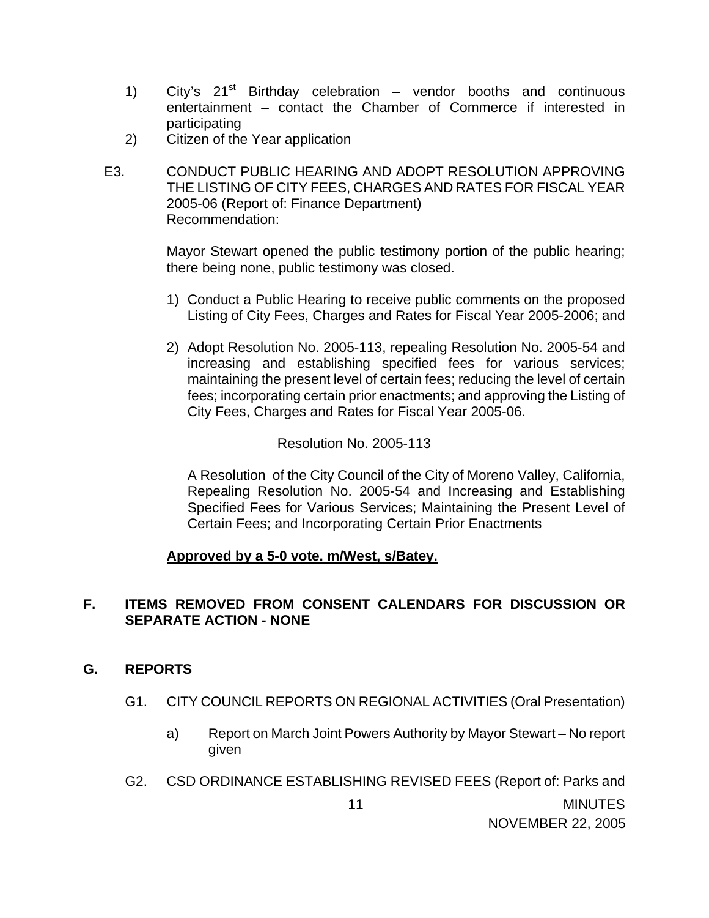1) City's 21st Birthday celebration – vendor booths and continuous entertainment – contact the Chamber of Commerce if interested in participating
2) Citizen of the Year application

E3. CONDUCT PUBLIC HEARING AND ADOPT RESOLUTION APPROVING THE LISTING OF CITY FEES, CHARGES AND RATES FOR FISCAL YEAR 2005-06 (Report of: Finance Department)
Recommendation:

Mayor Stewart opened the public testimony portion of the public hearing; there being none, public testimony was closed.

1) Conduct a Public Hearing to receive public comments on the proposed Listing of City Fees, Charges and Rates for Fiscal Year 2005-2006; and

2) Adopt Resolution No. 2005-113, repealing Resolution No. 2005-54 and increasing and establishing specified fees for various services; maintaining the present level of certain fees; reducing the level of certain fees; incorporating certain prior enactments; and approving the Listing of City Fees, Charges and Rates for Fiscal Year 2005-06.

Resolution No. 2005-113

A Resolution of the City Council of the City of Moreno Valley, California, Repealing Resolution No. 2005-54 and Increasing and Establishing Specified Fees for Various Services; Maintaining the Present Level of Certain Fees; and Incorporating Certain Prior Enactments

**Approved by a 5-0 vote. m/West, s/Batey.**

## F. ITEMS REMOVED FROM CONSENT CALENDARS FOR DISCUSSION OR SEPARATE ACTION - NONE

## G. REPORTS

G1. CITY COUNCIL REPORTS ON REGIONAL ACTIVITIES (Oral Presentation)

a) Report on March Joint Powers Authority by Mayor Stewart – No report given

G2. CSD ORDINANCE ESTABLISHING REVISED FEES (Report of: Parks and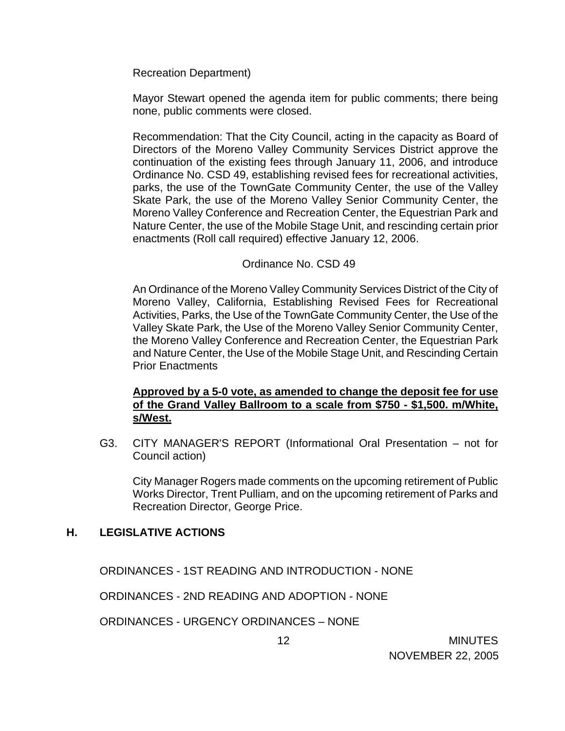Recreation Department)

Mayor Stewart opened the agenda item for public comments; there being none, public comments were closed.

Recommendation: That the City Council, acting in the capacity as Board of Directors of the Moreno Valley Community Services District approve the continuation of the existing fees through January 11, 2006, and introduce Ordinance No. CSD 49, establishing revised fees for recreational activities, parks, the use of the TownGate Community Center, the use of the Valley Skate Park, the use of the Moreno Valley Senior Community Center, the Moreno Valley Conference and Recreation Center, the Equestrian Park and Nature Center, the use of the Mobile Stage Unit, and rescinding certain prior enactments (Roll call required) effective January 12, 2006.

Ordinance No. CSD 49

An Ordinance of the Moreno Valley Community Services District of the City of Moreno Valley, California, Establishing Revised Fees for Recreational Activities, Parks, the Use of the TownGate Community Center, the Use of the Valley Skate Park, the Use of the Moreno Valley Senior Community Center, the Moreno Valley Conference and Recreation Center, the Equestrian Park and Nature Center, the Use of the Mobile Stage Unit, and Rescinding Certain Prior Enactments

**Approved by a 5-0 vote, as amended to change the deposit fee for use of the Grand Valley Ballroom to a scale from $750 - $1,500. m/White, s/West.**

G3. CITY MANAGER'S REPORT (Informational Oral Presentation – not for Council action)

City Manager Rogers made comments on the upcoming retirement of Public Works Director, Trent Pulliam, and on the upcoming retirement of Parks and Recreation Director, George Price.

## H. LEGISLATIVE ACTIONS

ORDINANCES - 1ST READING AND INTRODUCTION - NONE

ORDINANCES - 2ND READING AND ADOPTION - NONE

ORDINANCES - URGENCY ORDINANCES – NONE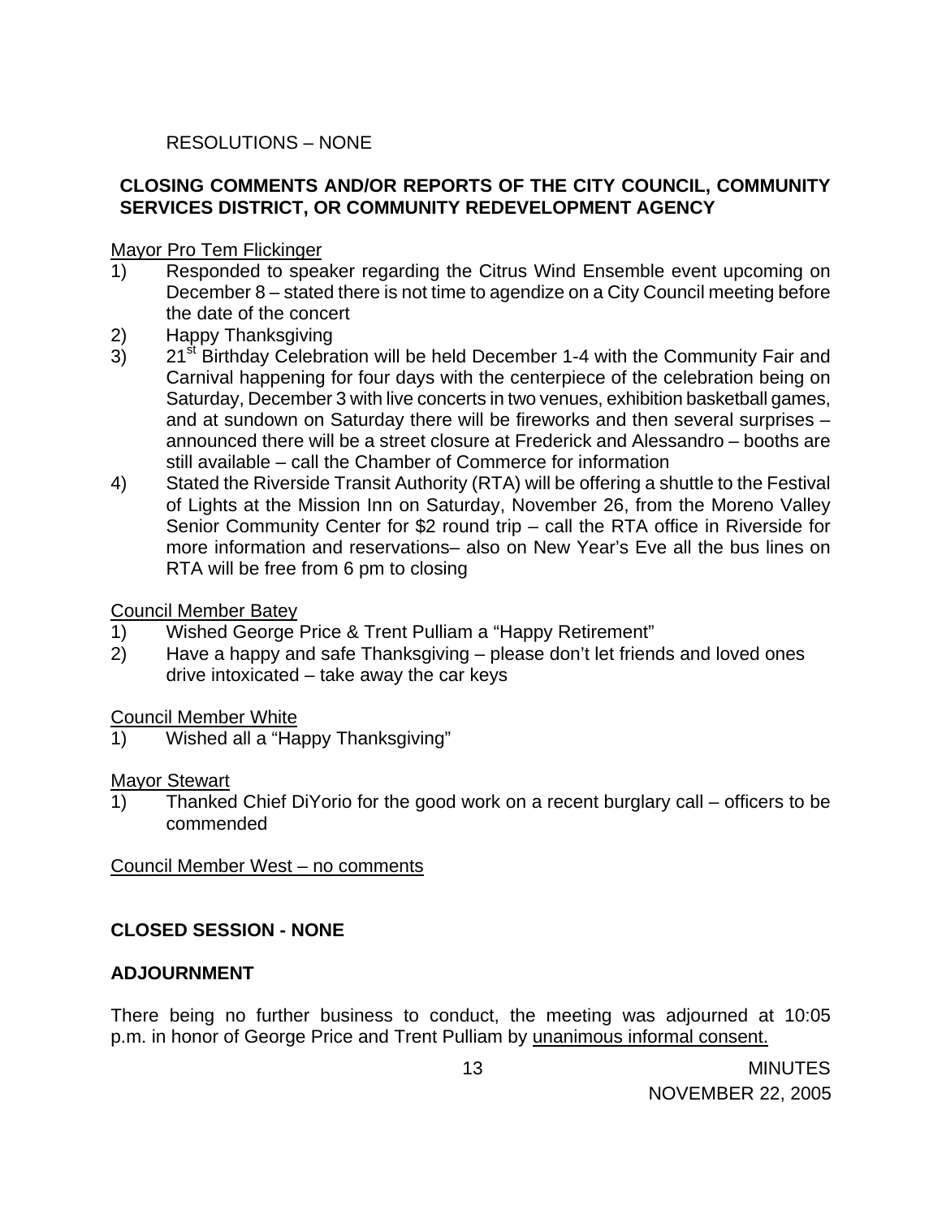RESOLUTIONS – NONE

**CLOSING COMMENTS AND/OR REPORTS OF THE CITY COUNCIL, COMMUNITY SERVICES DISTRICT, OR COMMUNITY REDEVELOPMENT AGENCY**

Mayor Pro Tem Flickinger

1) Responded to speaker regarding the Citrus Wind Ensemble event upcoming on December 8 – stated there is not time to agendize on a City Council meeting before the date of the concert
2) Happy Thanksgiving
3) 21st Birthday Celebration will be held December 1-4 with the Community Fair and Carnival happening for four days with the centerpiece of the celebration being on Saturday, December 3 with live concerts in two venues, exhibition basketball games, and at sundown on Saturday there will be fireworks and then several surprises – announced there will be a street closure at Frederick and Alessandro – booths are still available – call the Chamber of Commerce for information
4) Stated the Riverside Transit Authority (RTA) will be offering a shuttle to the Festival of Lights at the Mission Inn on Saturday, November 26, from the Moreno Valley Senior Community Center for $2 round trip – call the RTA office in Riverside for more information and reservations– also on New Year's Eve all the bus lines on RTA will be free from 6 pm to closing

Council Member Batey

1) Wished George Price & Trent Pulliam a "Happy Retirement"
2) Have a happy and safe Thanksgiving – please don't let friends and loved ones drive intoxicated – take away the car keys

Council Member White

1) Wished all a "Happy Thanksgiving"

Mayor Stewart

1) Thanked Chief DiYorio for the good work on a recent burglary call – officers to be commended

Council Member West – no comments

**CLOSED SESSION - NONE**

**ADJOURNMENT**

There being no further business to conduct, the meeting was adjourned at 10:05 p.m. in honor of George Price and Trent Pulliam by unanimous informal consent.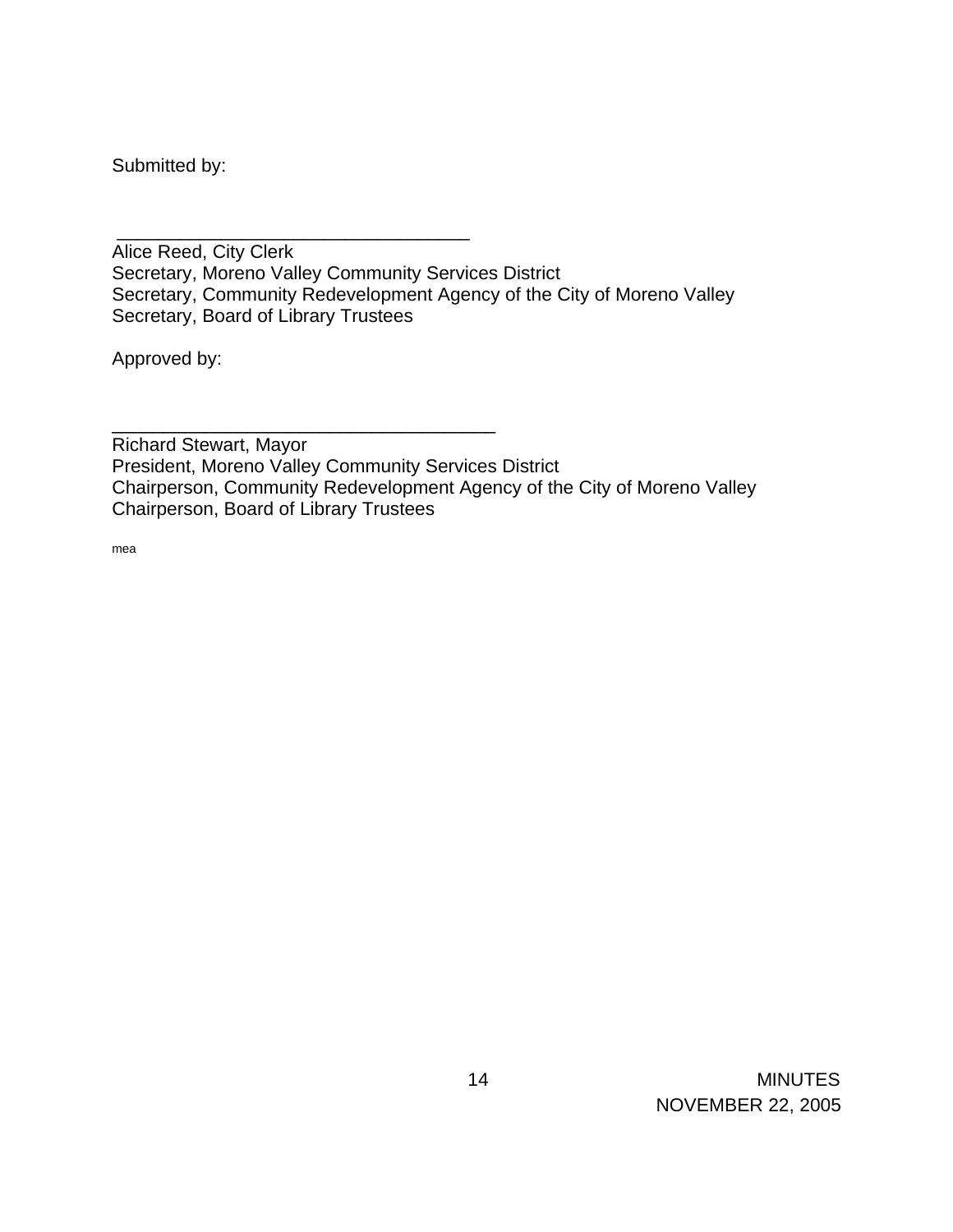Submitted by:

\_\_\_\_\_\_\_\_\_\_\_\_\_\_\_\_\_\_\_\_\_\_\_\_\_\_\_\_\_\_\_\_\_\_\_

Alice Reed, City Clerk
Secretary, Moreno Valley Community Services District
Secretary, Community Redevelopment Agency of the City of Moreno Valley
Secretary, Board of Library Trustees

Approved by:

\_\_\_\_\_\_\_\_\_\_\_\_\_\_\_\_\_\_\_\_\_\_\_\_\_\_\_\_\_\_\_\_\_\_\_\_\_\_

Richard Stewart, Mayor
President, Moreno Valley Community Services District
Chairperson, Community Redevelopment Agency of the City of Moreno Valley
Chairperson, Board of Library Trustees

mea